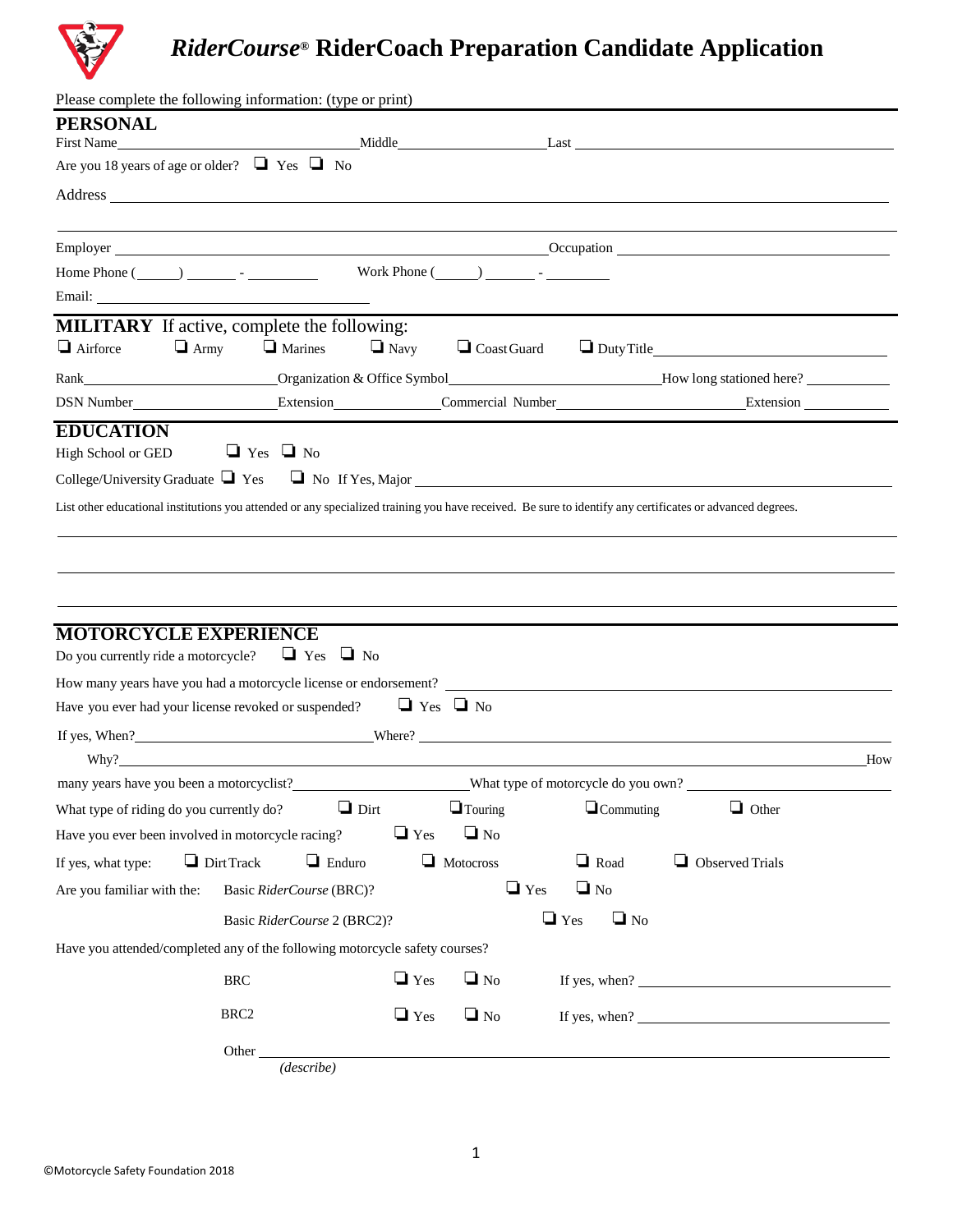# *RiderCourse*® RiderCoach Preparation Candidate Application

Please complete the following information: (type or print)

## PERSONAL

First Name\_\_\_\_\_\_\_\_\_\_\_\_\_\_\_\_\_\_\_\_ Middle\_\_\_\_\_\_\_\_\_\_\_\_\_\_\_\_\_\_\_\_ Last \_\_\_\_\_\_\_\_\_\_\_\_\_\_\_\_\_\_\_\_

Are you 18 years of age or older? ❑ Yes ❑ No

Address \_\_\_\_\_\_\_\_\_\_\_\_\_\_\_\_\_\_\_\_\_\_\_\_\_\_\_\_\_\_\_\_\_\_\_\_\_\_\_\_

\_\_\_\_\_\_\_\_\_\_\_\_\_\_\_\_\_\_\_\_\_\_\_\_\_\_\_\_\_\_\_\_\_\_\_\_\_\_\_\_

Employer \_\_\_\_\_\_\_\_\_\_\_\_\_\_\_\_\_\_\_\_ Occupation \_\_\_\_\_\_\_\_\_\_\_\_\_\_\_\_\_\_\_\_

Home Phone (\_\_\_\_\_) \_\_\_\_\_\_ - \_\_\_\_\_\_\_\_ Work Phone (\_\_\_\_\_) \_\_\_\_\_\_ - \_\_\_\_\_\_\_\_

Email: \_\_\_\_\_\_\_\_\_\_\_\_\_\_\_\_\_\_\_\_

## MILITARY If active, complete the following:

❑ Airforce ❑ Army ❑ Marines ❑ Navy ❑ Coast Guard ❑ Duty Title\_\_\_\_\_\_\_\_\_\_\_\_\_\_\_\_\_\_\_\_

Rank\_\_\_\_\_\_\_\_\_\_\_\_\_\_\_\_\_\_\_\_ Organization & Office Symbol\_\_\_\_\_\_\_\_\_\_\_\_\_\_\_\_\_\_\_\_ How long stationed here? \_\_\_\_\_\_\_\_\_\_

DSN Number\_\_\_\_\_\_\_\_\_\_\_\_\_\_\_\_ Extension\_\_\_\_\_\_\_\_\_\_\_\_ Commercial Number\_\_\_\_\_\_\_\_\_\_\_\_\_\_\_\_\_\_\_\_ Extension \_\_\_\_\_\_\_\_\_\_

## EDUCATION

High School or GED ❑ Yes ❑ No

College/University Graduate ❑ Yes ❑ No If Yes, Major \_\_\_\_\_\_\_\_\_\_\_\_\_\_\_\_\_\_\_\_\_\_\_\_\_\_\_\_\_\_\_\_\_\_\_\_\_\_\_\_

List other educational institutions you attended or any specialized training you have received. Be sure to identify any certificates or advanced degrees.

\_\_\_\_\_\_\_\_\_\_\_\_\_\_\_\_\_\_\_\_\_\_\_\_\_\_\_\_\_\_\_\_\_\_\_\_\_\_\_\_

\_\_\_\_\_\_\_\_\_\_\_\_\_\_\_\_\_\_\_\_\_\_\_\_\_\_\_\_\_\_\_\_\_\_\_\_\_\_\_\_

\_\_\_\_\_\_\_\_\_\_\_\_\_\_\_\_\_\_\_\_\_\_\_\_\_\_\_\_\_\_\_\_\_\_\_\_\_\_\_\_

## MOTORCYCLE EXPERIENCE

Do you currently ride a motorcycle? ❑ Yes ❑ No

How many years have you had a motorcycle license or endorsement? \_\_\_\_\_\_\_\_\_\_\_\_\_\_\_\_\_\_\_\_

Have you ever had your license revoked or suspended? ❑ Yes ❑ No

If yes, When?\_\_\_\_\_\_\_\_\_\_\_\_\_\_\_\_\_\_\_\_ Where? \_\_\_\_\_\_\_\_\_\_\_\_\_\_\_\_\_\_\_\_

Why?\_\_\_\_\_\_\_\_\_\_\_\_\_\_\_\_\_\_\_\_\_\_\_\_\_\_\_\_\_\_\_\_\_\_\_\_\_\_\_\_ How many years have you been a motorcyclist?\_\_\_\_\_\_\_\_\_\_\_\_\_\_\_\_\_\_\_\_ What type of motorcycle do you own? \_\_\_\_\_\_\_\_\_\_\_\_\_\_\_\_\_\_\_\_

What type of riding do you currently do? ❑ Dirt ❑ Touring ❑ Commuting ❑ Other

Have you ever been involved in motorcycle racing? ❑ Yes ❑ No

If yes, what type: ❑ Dirt Track ❑ Enduro ❑ Motocross ❑ Road ❑ Observed Trials

Are you familiar with the: Basic *RiderCourse* (BRC)? ❑ Yes ❑ No

Basic *RiderCourse* 2 (BRC2)? ❑ Yes ❑ No

Have you attended/completed any of the following motorcycle safety courses?

BRC ❑ Yes ❑ No If yes, when? \_\_\_\_\_\_\_\_\_\_\_\_\_\_\_\_\_\_\_\_

BRC2 ❑ Yes ❑ No If yes, when? \_\_\_\_\_\_\_\_\_\_\_\_\_\_\_\_\_\_\_\_

Other \_\_\_\_\_\_\_\_\_\_\_\_\_\_\_\_\_\_\_\_\_\_\_\_\_\_\_\_\_\_\_\_\_\_\_\_\_\_\_\_
*(describe)*

©Motorcycle Safety Foundation 2018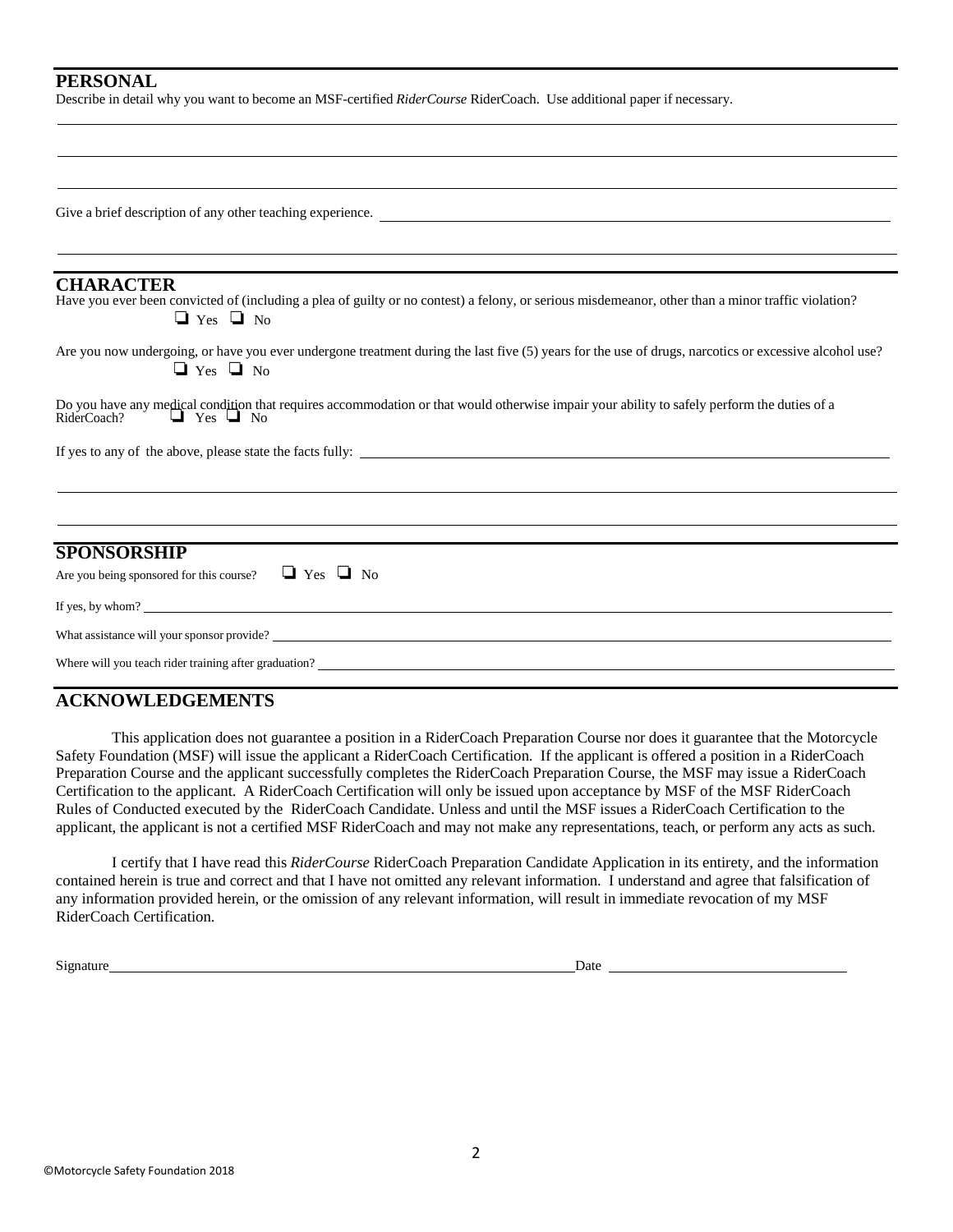## PERSONAL

Describe in detail why you want to become an MSF-certified *RiderCourse* RiderCoach. Use additional paper if necessary.

Give a brief description of any other teaching experience.

## CHARACTER

Have you ever been convicted of (including a plea of guilty or no contest) a felony, or serious misdemeanor, other than a minor traffic violation?

☐ Yes ☐ No

Are you now undergoing, or have you ever undergone treatment during the last five (5) years for the use of drugs, narcotics or excessive alcohol use?

☐ Yes ☐ No

Do you have any medical condition that requires accommodation or that would otherwise impair your ability to safely perform the duties of a RiderCoach? ☐ Yes ☐ No

If yes to any of the above, please state the facts fully:

## SPONSORSHIP

Are you being sponsored for this course? ☐ Yes ☐ No

If yes, by whom?

What assistance will your sponsor provide?

Where will you teach rider training after graduation?

## ACKNOWLEDGEMENTS

This application does not guarantee a position in a RiderCoach Preparation Course nor does it guarantee that the Motorcycle Safety Foundation (MSF) will issue the applicant a RiderCoach Certification. If the applicant is offered a position in a RiderCoach Preparation Course and the applicant successfully completes the RiderCoach Preparation Course, the MSF may issue a RiderCoach Certification to the applicant. A RiderCoach Certification will only be issued upon acceptance by MSF of the MSF RiderCoach Rules of Conducted executed by the RiderCoach Candidate. Unless and until the MSF issues a RiderCoach Certification to the applicant, the applicant is not a certified MSF RiderCoach and may not make any representations, teach, or perform any acts as such.

I certify that I have read this *RiderCourse* RiderCoach Preparation Candidate Application in its entirety, and the information contained herein is true and correct and that I have not omitted any relevant information. I understand and agree that falsification of any information provided herein, or the omission of any relevant information, will result in immediate revocation of my MSF RiderCoach Certification.

Signature\_\_\_\_\_\_\_\_\_\_\_\_\_\_\_\_\_\_\_\_ Date \_\_\_\_\_\_\_\_\_\_\_\_\_\_\_\_

©Motorcycle Safety Foundation 2018